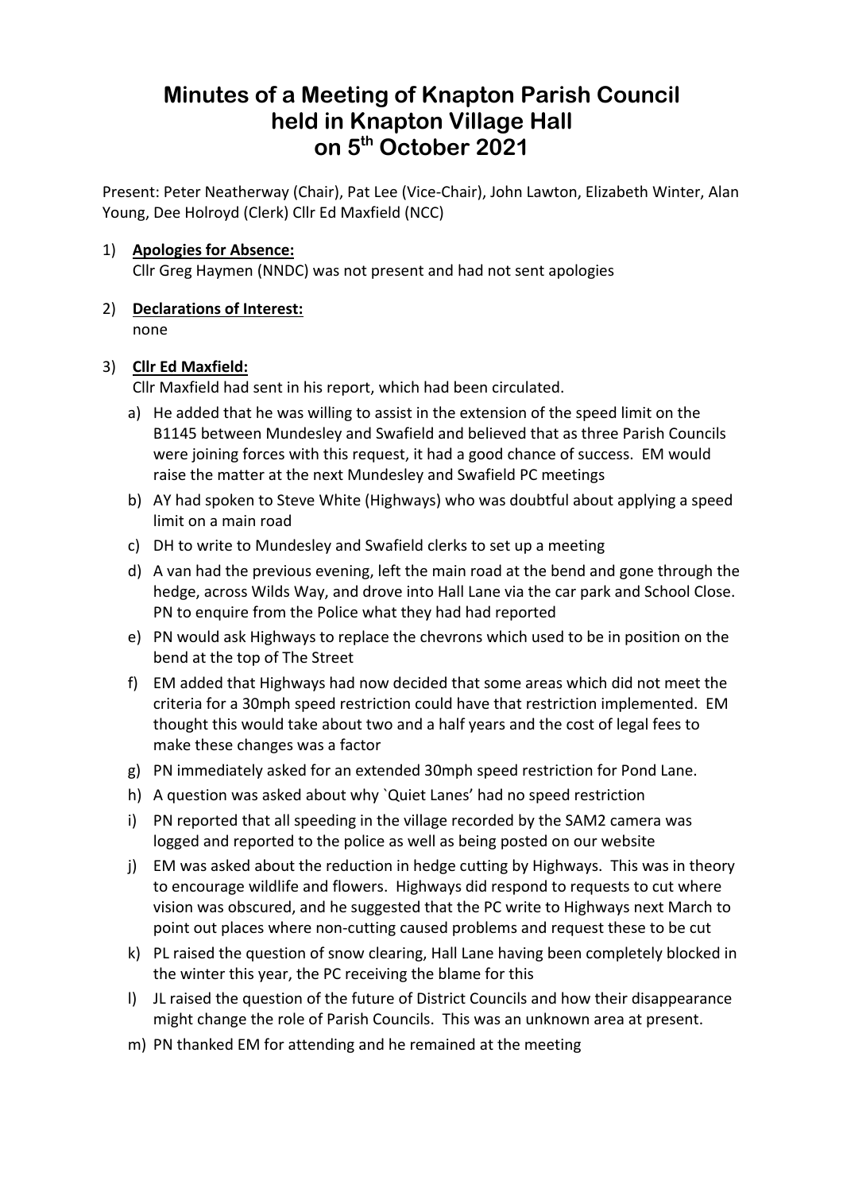# Minutes of a Meeting of Knapton Parish Council held in Knapton Village Hall on 5th October 2021

Present: Peter Neatherway (Chair), Pat Lee (Vice-Chair), John Lawton, Elizabeth Winter, Alan Young, Dee Holroyd (Clerk) Cllr Ed Maxfield (NCC)

1) **Apologies for Absence:**
   Cllr Greg Haymen (NNDC) was not present and had not sent apologies

2) **Declarations of Interest:**
   none

3) **Cllr Ed Maxfield:**
   Cllr Maxfield had sent in his report, which had been circulated.
   a) He added that he was willing to assist in the extension of the speed limit on the B1145 between Mundesley and Swafield and believed that as three Parish Councils were joining forces with this request, it had a good chance of success. EM would raise the matter at the next Mundesley and Swafield PC meetings
   b) AY had spoken to Steve White (Highways) who was doubtful about applying a speed limit on a main road
   c) DH to write to Mundesley and Swafield clerks to set up a meeting
   d) A van had the previous evening, left the main road at the bend and gone through the hedge, across Wilds Way, and drove into Hall Lane via the car park and School Close. PN to enquire from the Police what they had had reported
   e) PN would ask Highways to replace the chevrons which used to be in position on the bend at the top of The Street
   f) EM added that Highways had now decided that some areas which did not meet the criteria for a 30mph speed restriction could have that restriction implemented. EM thought this would take about two and a half years and the cost of legal fees to make these changes was a factor
   g) PN immediately asked for an extended 30mph speed restriction for Pond Lane.
   h) A question was asked about why `Quiet Lanes' had no speed restriction
   i) PN reported that all speeding in the village recorded by the SAM2 camera was logged and reported to the police as well as being posted on our website
   j) EM was asked about the reduction in hedge cutting by Highways. This was in theory to encourage wildlife and flowers. Highways did respond to requests to cut where vision was obscured, and he suggested that the PC write to Highways next March to point out places where non-cutting caused problems and request these to be cut
   k) PL raised the question of snow clearing, Hall Lane having been completely blocked in the winter this year, the PC receiving the blame for this
   l) JL raised the question of the future of District Councils and how their disappearance might change the role of Parish Councils. This was an unknown area at present.
   m) PN thanked EM for attending and he remained at the meeting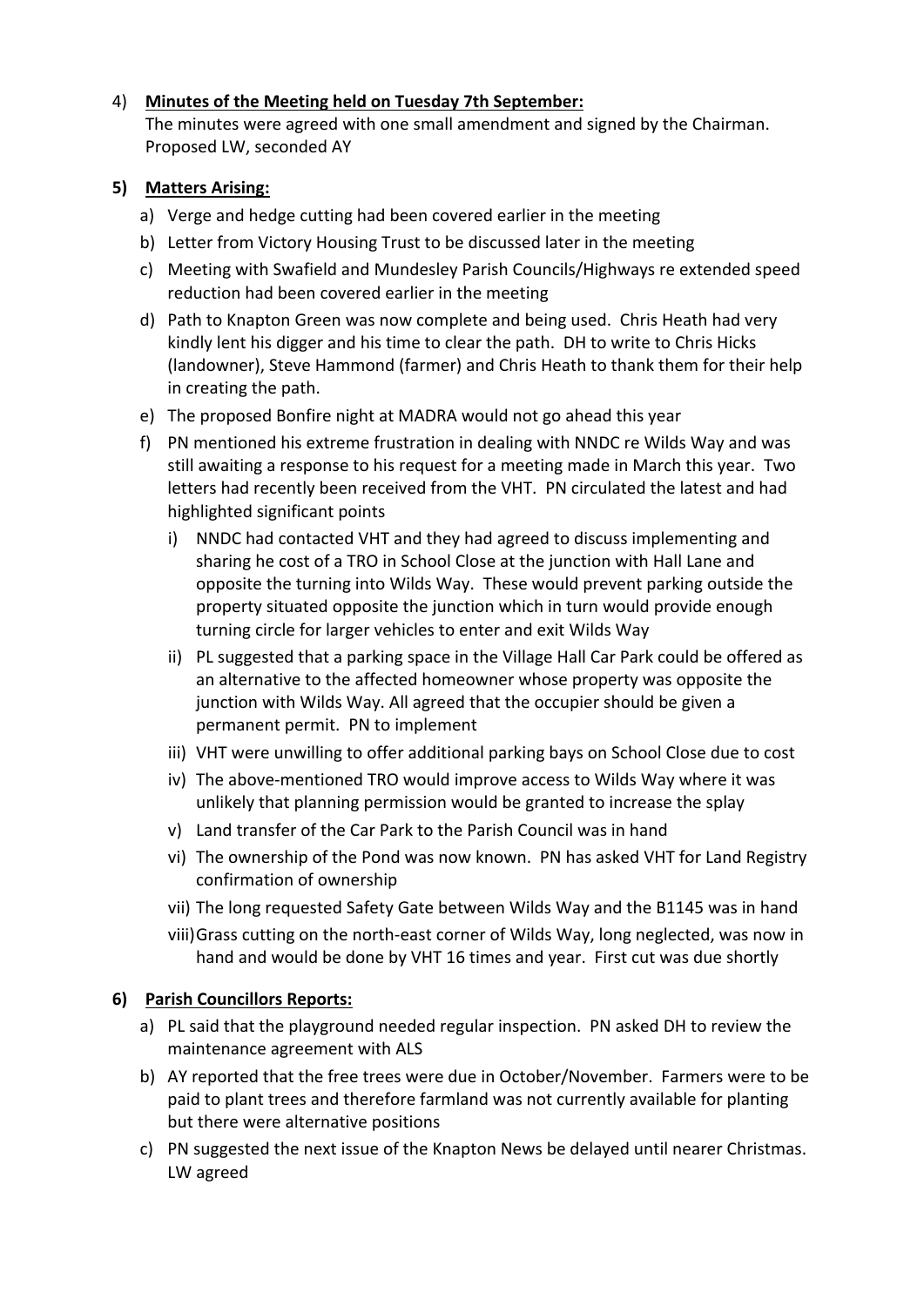4) **Minutes of the Meeting held on Tuesday 7th September:**
   The minutes were agreed with one small amendment and signed by the Chairman. Proposed LW, seconded AY

**5) Matters Arising:**

a) Verge and hedge cutting had been covered earlier in the meeting
b) Letter from Victory Housing Trust to be discussed later in the meeting
c) Meeting with Swafield and Mundesley Parish Councils/Highways re extended speed reduction had been covered earlier in the meeting
d) Path to Knapton Green was now complete and being used. Chris Heath had very kindly lent his digger and his time to clear the path. DH to write to Chris Hicks (landowner), Steve Hammond (farmer) and Chris Heath to thank them for their help in creating the path.
e) The proposed Bonfire night at MADRA would not go ahead this year
f) PN mentioned his extreme frustration in dealing with NNDC re Wilds Way and was still awaiting a response to his request for a meeting made in March this year. Two letters had recently been received from the VHT. PN circulated the latest and had highlighted significant points
   i) NNDC had contacted VHT and they had agreed to discuss implementing and sharing he cost of a TRO in School Close at the junction with Hall Lane and opposite the turning into Wilds Way. These would prevent parking outside the property situated opposite the junction which in turn would provide enough turning circle for larger vehicles to enter and exit Wilds Way
   ii) PL suggested that a parking space in the Village Hall Car Park could be offered as an alternative to the affected homeowner whose property was opposite the junction with Wilds Way. All agreed that the occupier should be given a permanent permit. PN to implement
   iii) VHT were unwilling to offer additional parking bays on School Close due to cost
   iv) The above-mentioned TRO would improve access to Wilds Way where it was unlikely that planning permission would be granted to increase the splay
   v) Land transfer of the Car Park to the Parish Council was in hand
   vi) The ownership of the Pond was now known. PN has asked VHT for Land Registry confirmation of ownership
   vii) The long requested Safety Gate between Wilds Way and the B1145 was in hand
   viii) Grass cutting on the north-east corner of Wilds Way, long neglected, was now in hand and would be done by VHT 16 times and year. First cut was due shortly

**6) Parish Councillors Reports:**

a) PL said that the playground needed regular inspection. PN asked DH to review the maintenance agreement with ALS
b) AY reported that the free trees were due in October/November. Farmers were to be paid to plant trees and therefore farmland was not currently available for planting but there were alternative positions
c) PN suggested the next issue of the Knapton News be delayed until nearer Christmas. LW agreed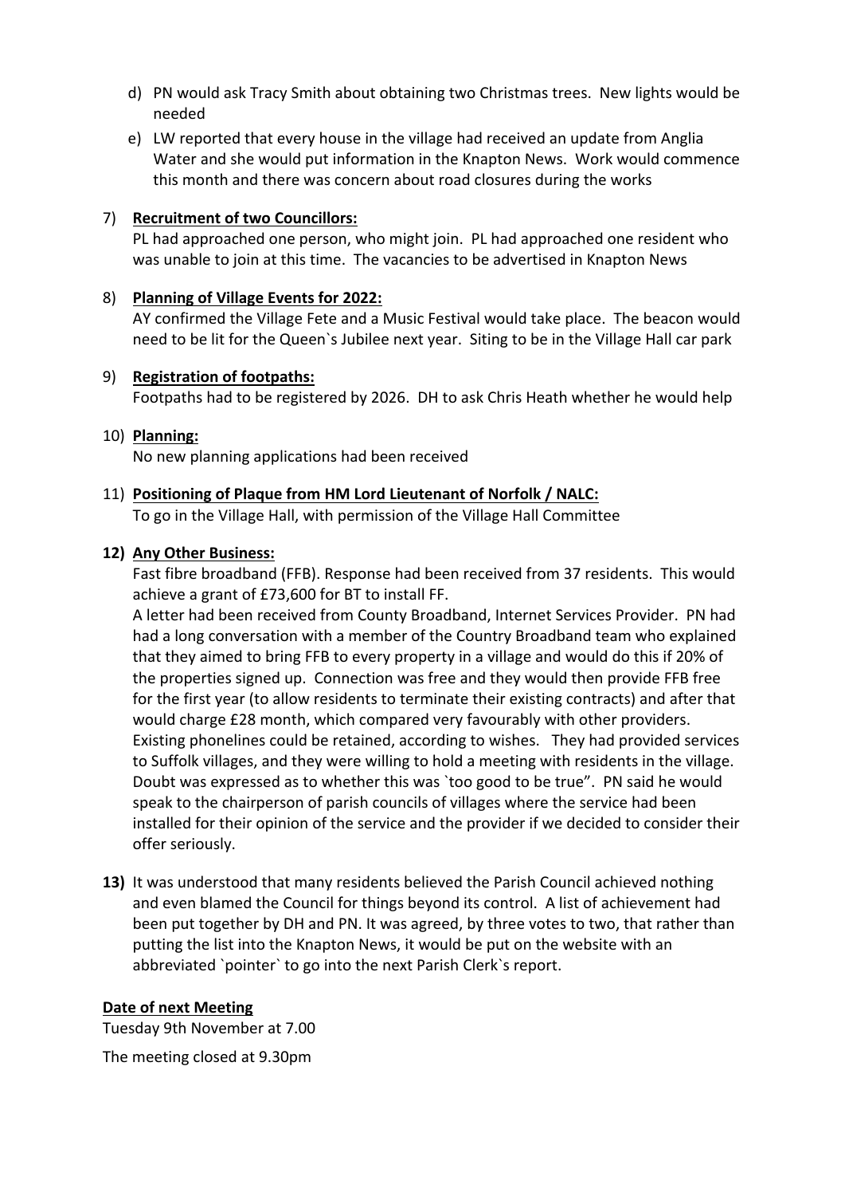d) PN would ask Tracy Smith about obtaining two Christmas trees. New lights would be needed

e) LW reported that every house in the village had received an update from Anglia Water and she would put information in the Knapton News. Work would commence this month and there was concern about road closures during the works

7) **Recruitment of two Councillors:**
   PL had approached one person, who might join. PL had approached one resident who was unable to join at this time. The vacancies to be advertised in Knapton News

8) **Planning of Village Events for 2022:**
   AY confirmed the Village Fete and a Music Festival would take place. The beacon would need to be lit for the Queen`s Jubilee next year. Siting to be in the Village Hall car park

9) **Registration of footpaths:**
   Footpaths had to be registered by 2026. DH to ask Chris Heath whether he would help

10) **Planning:**
    No new planning applications had been received

11) **Positioning of Plaque from HM Lord Lieutenant of Norfolk / NALC:**
    To go in the Village Hall, with permission of the Village Hall Committee

**12) Any Other Business:**
Fast fibre broadband (FFB). Response had been received from 37 residents. This would achieve a grant of £73,600 for BT to install FF.

A letter had been received from County Broadband, Internet Services Provider. PN had had a long conversation with a member of the Country Broadband team who explained that they aimed to bring FFB to every property in a village and would do this if 20% of the properties signed up. Connection was free and they would then provide FFB free for the first year (to allow residents to terminate their existing contracts) and after that would charge £28 month, which compared very favourably with other providers. Existing phonelines could be retained, according to wishes. They had provided services to Suffolk villages, and they were willing to hold a meeting with residents in the village. Doubt was expressed as to whether this was `too good to be true". PN said he would speak to the chairperson of parish councils of villages where the service had been installed for their opinion of the service and the provider if we decided to consider their offer seriously.

**13)** It was understood that many residents believed the Parish Council achieved nothing and even blamed the Council for things beyond its control. A list of achievement had been put together by DH and PN. It was agreed, by three votes to two, that rather than putting the list into the Knapton News, it would be put on the website with an abbreviated `pointer` to go into the next Parish Clerk`s report.

**Date of next Meeting**

Tuesday 9th November at 7.00

The meeting closed at 9.30pm